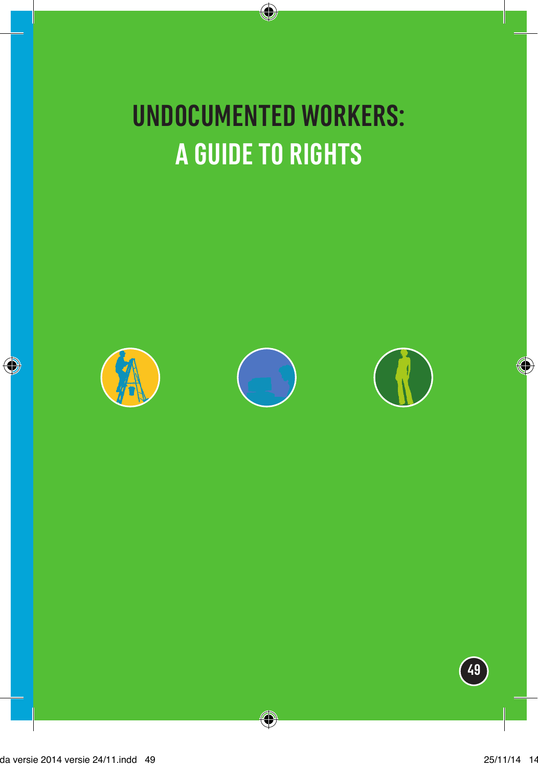# UNDOCUMENTED WORKERS: A GUIDE TO RIGHTS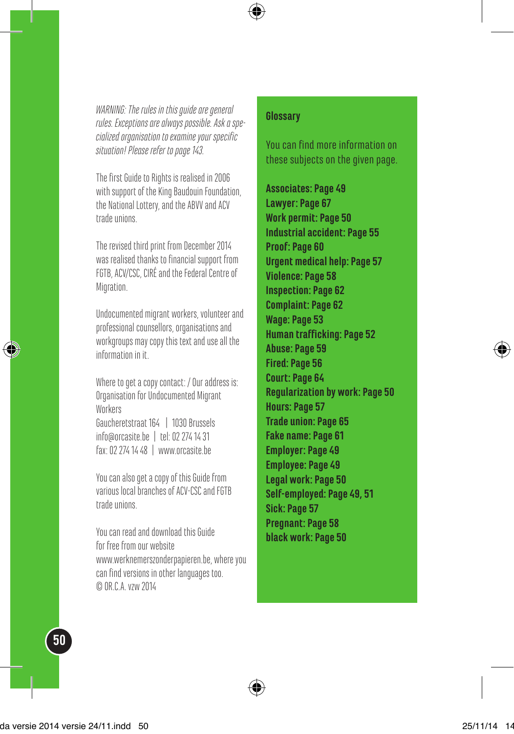*WARNING: The rules in this guide are general rules. Exceptions are always possible. Ask a specialized organisation to examine your specific situation! Please refer to page 143.*

The first Guide to Rights is realised in 2006 with support of the King Baudouin Foundation, the National Lottery, and the ABVV and ACV trade unions.

The revised third print from December 2014 was realised thanks to financial support from FGTB, ACV/CSC, CIRÉ and the Federal Centre of Migration.

Undocumented migrant workers, volunteer and professional counsellors, organisations and workgroups may copy this text and use all the information in it.

Where to get a copy contact: / Our address is:
Organisation for Undocumented Migrant Workers
Gaucheretstraat 164 | 1030 Brussels
info@orcasite.be | tel: 02 274 14 31
fax: 02 274 14 48 | www.orcasite.be

You can also get a copy of this Guide from various local branches of ACV-CSC and FGTB trade unions.

You can read and download this Guide for free from our website www.werknemerszonderpapieren.be, where you can find versions in other languages too.
© OR.C.A. vzw 2014

## Glossary

You can find more information on these subjects on the given page.

**Associates: Page 49**
**Lawyer: Page 67**
**Work permit: Page 50**
**Industrial accident: Page 55**
**Proof: Page 60**
**Urgent medical help: Page 57**
**Violence: Page 58**
**Inspection: Page 62**
**Complaint: Page 62**
**Wage: Page 53**
**Human trafficking: Page 52**
**Abuse: Page 59**
**Fired: Page 56**
**Court: Page 64**
**Regularization by work: Page 50**
**Hours: Page 57**
**Trade union: Page 65**
**Fake name: Page 61**
**Employer: Page 49**
**Employee: Page 49**
**Legal work: Page 50**
**Self-employed: Page 49, 51**
**Sick: Page 57**
**Pregnant: Page 58**
**black work: Page 50**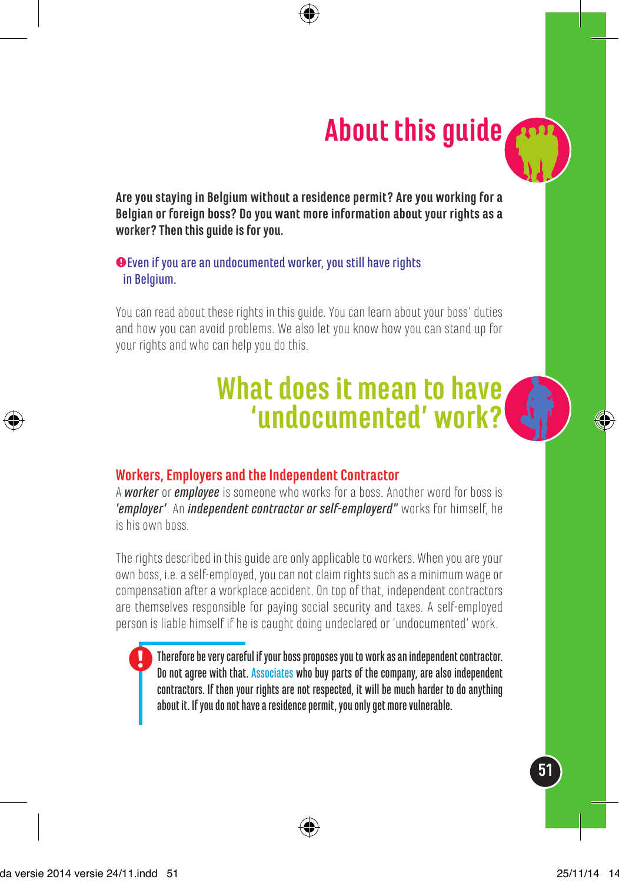# About this guide

**Are you staying in Belgium without a residence permit? Are you working for a Belgian or foreign boss? Do you want more information about your rights as a worker? Then this guide is for you.**

❗Even if you are an undocumented worker, you still have rights in Belgium.

You can read about these rights in this guide. You can learn about your boss' duties and how you can avoid problems. We also let you know how you can stand up for your rights and who can help you do this.

# What does it mean to have 'undocumented' work?

## Workers, Employers and the Independent Contractor

A ***worker*** or ***employee*** is someone who works for a boss. Another word for boss is ***'employer'***. An ***independent contractor or self-employerd"*** works for himself, he is his own boss.

The rights described in this guide are only applicable to workers. When you are your own boss, i.e. a self-employed, you can not claim rights such as a minimum wage or compensation after a workplace accident. On top of that, independent contractors are themselves responsible for paying social security and taxes. A self-employed person is liable himself if he is caught doing undeclared or 'undocumented' work.

> ❗ **Therefore be very careful if your boss proposes you to work as an independent contractor. Do not agree with that. Associates who buy parts of the company, are also independent contractors. If then your rights are not respected, it will be much harder to do anything about it. If you do not have a residence permit, you only get more vulnerable.**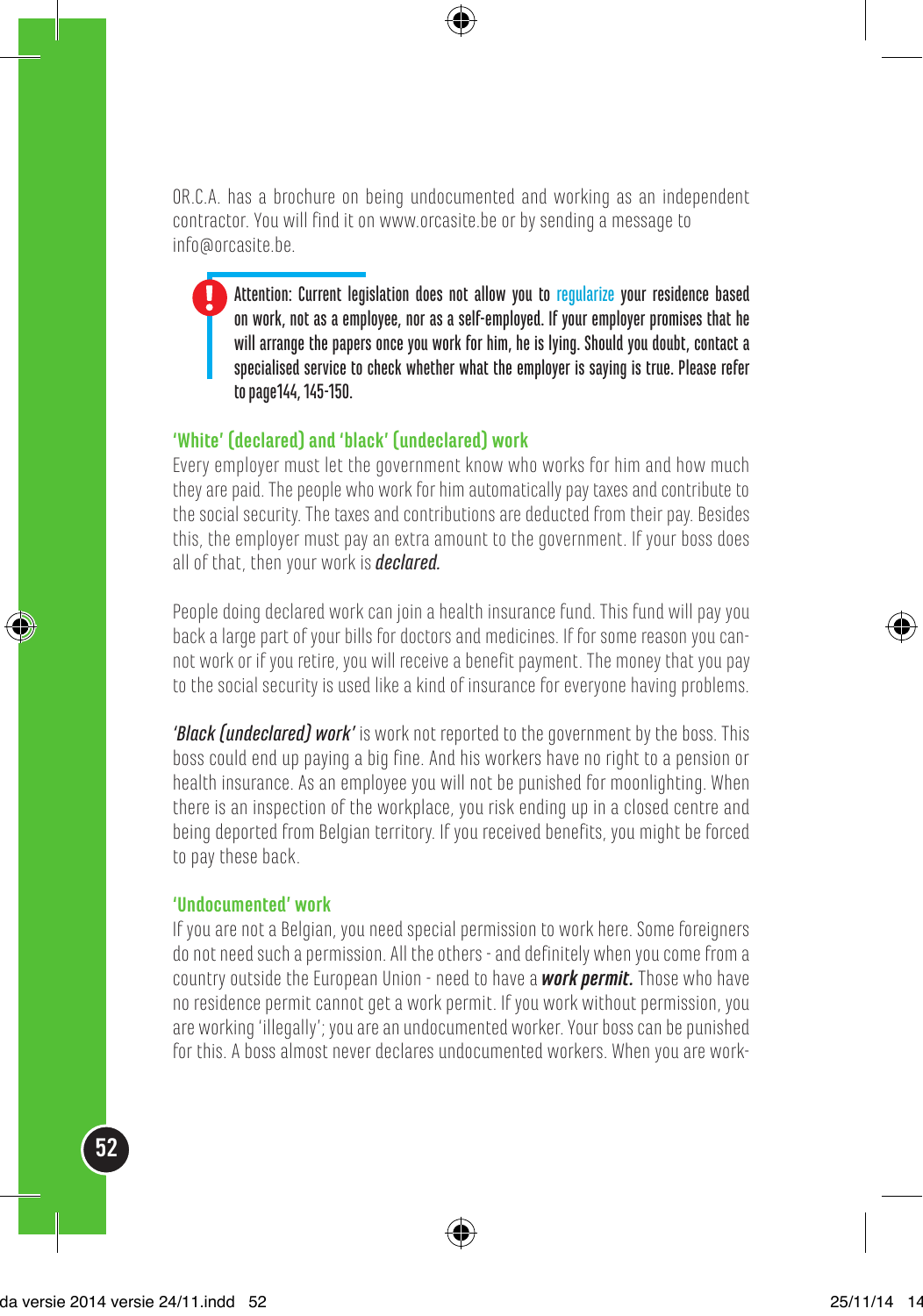OR.C.A. has a brochure on being undocumented and working as an independent contractor. You will find it on www.orcasite.be or by sending a message to info@orcasite.be.

> **Attention: Current legislation does not allow you to regularize your residence based on work, not as a employee, nor as a self-employed. If your employer promises that he will arrange the papers once you work for him, he is lying. Should you doubt, contact a specialised service to check whether what the employer is saying is true. Please refer to page144, 145-150.**

### ‘White’ (declared) and ‘black’ (undeclared) work

Every employer must let the government know who works for him and how much they are paid. The people who work for him automatically pay taxes and contribute to the social security. The taxes and contributions are deducted from their pay. Besides this, the employer must pay an extra amount to the government. If your boss does all of that, then your work is ***declared.***

People doing declared work can join a health insurance fund. This fund will pay you back a large part of your bills for doctors and medicines. If for some reason you cannot work or if you retire, you will receive a benefit payment. The money that you pay to the social security is used like a kind of insurance for everyone having problems.

***‘Black (undeclared) work’*** is work not reported to the government by the boss. This boss could end up paying a big fine. And his workers have no right to a pension or health insurance. As an employee you will not be punished for moonlighting. When there is an inspection of the workplace, you risk ending up in a closed centre and being deported from Belgian territory. If you received benefits, you might be forced to pay these back.

### ‘Undocumented’ work

If you are not a Belgian, you need special permission to work here. Some foreigners do not need such a permission. All the others - and definitely when you come from a country outside the European Union - need to have a ***work permit.*** Those who have no residence permit cannot get a work permit. If you work without permission, you are working ‘illegally’; you are an undocumented worker. Your boss can be punished for this. A boss almost never declares undocumented workers. When you are work-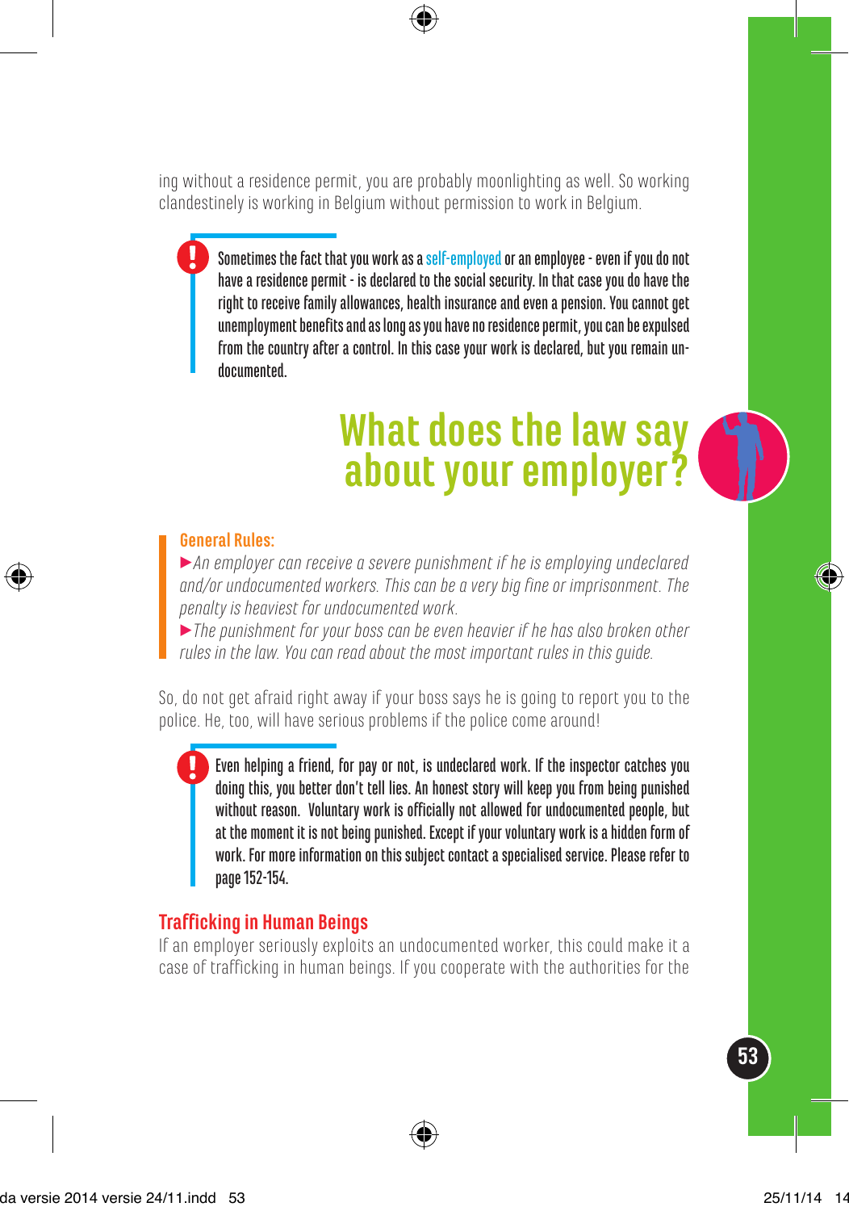ing without a residence permit, you are probably moonlighting as well. So working clandestinely is working in Belgium without permission to work in Belgium.

> **!** Sometimes the fact that you work as a self-employed or an employee - even if you do not have a residence permit - is declared to the social security. In that case you do have the right to receive family allowances, health insurance and even a pension. You cannot get unemployment benefits and as long as you have no residence permit, you can be expulsed from the country after a control. In this case your work is declared, but you remain undocumented.

# What does the law say about your employer?

**General Rules:**

- *An employer can receive a severe punishment if he is employing undeclared and/or undocumented workers. This can be a very big fine or imprisonment. The penalty is heaviest for undocumented work.*
- *The punishment for your boss can be even heavier if he has also broken other rules in the law. You can read about the most important rules in this guide.*

So, do not get afraid right away if your boss says he is going to report you to the police. He, too, will have serious problems if the police come around!

> **!** Even helping a friend, for pay or not, is undeclared work. If the inspector catches you doing this, you better don't tell lies. An honest story will keep you from being punished without reason. Voluntary work is officially not allowed for undocumented people, but at the moment it is not being punished. Except if your voluntary work is a hidden form of work. For more information on this subject contact a specialised service. Please refer to page 152-154.

## Trafficking in Human Beings

If an employer seriously exploits an undocumented worker, this could make it a case of trafficking in human beings. If you cooperate with the authorities for the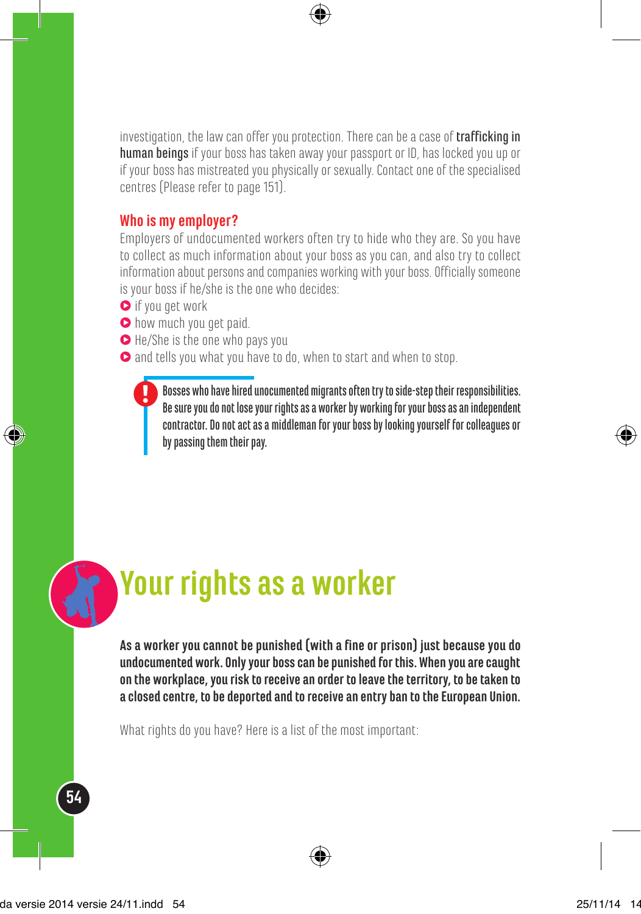investigation, the law can offer you protection. There can be a case of **trafficking in human beings** if your boss has taken away your passport or ID, has locked you up or if your boss has mistreated you physically or sexually. Contact one of the specialised centres (Please refer to page 151).

### Who is my employer?

Employers of undocumented workers often try to hide who they are. So you have to collect as much information about your boss as you can, and also try to collect information about persons and companies working with your boss. Officially someone is your boss if he/she is the one who decides:

- if you get work
- how much you get paid.
- He/She is the one who pays you
- and tells you what you have to do, when to start and when to stop.

> **!** **Bosses who have hired unocumented migrants often try to side-step their responsibilities. Be sure you do not lose your rights as a worker by working for your boss as an independent contractor. Do not act as a middleman for your boss by looking yourself for colleagues or by passing them their pay.**

## Your rights as a worker

**As a worker you cannot be punished (with a fine or prison) just because you do undocumented work. Only your boss can be punished for this. When you are caught on the workplace, you risk to receive an order to leave the territory, to be taken to a closed centre, to be deported and to receive an entry ban to the European Union.**

What rights do you have? Here is a list of the most important: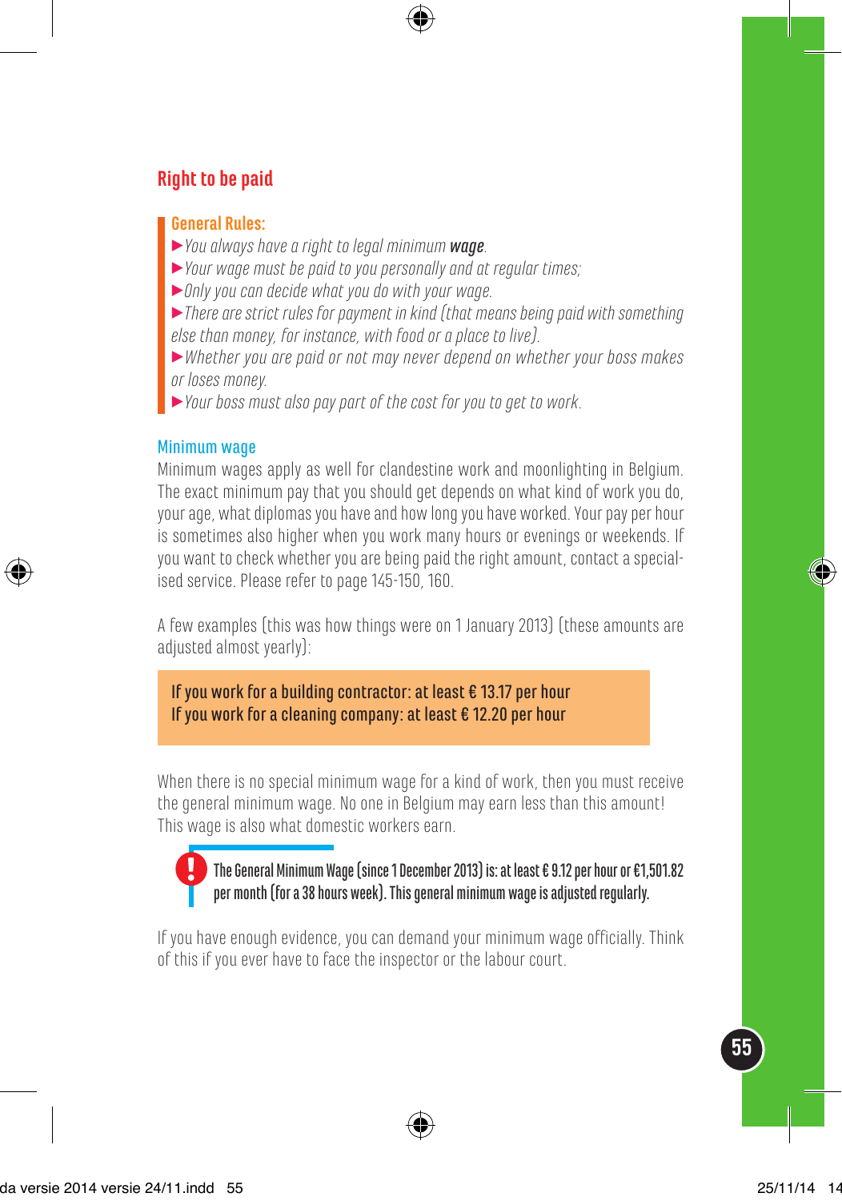## Right to be paid

### General Rules:

- *You always have a right to legal minimum **wage**.*
- *Your wage must be paid to you personally and at regular times;*
- *Only you can decide what you do with your wage.*
- *There are strict rules for payment in kind (that means being paid with something else than money, for instance, with food or a place to live).*
- *Whether you are paid or not may never depend on whether your boss makes or loses money.*
- *Your boss must also pay part of the cost for you to get to work.*

### Minimum wage

Minimum wages apply as well for clandestine work and moonlighting in Belgium. The exact minimum pay that you should get depends on what kind of work you do, your age, what diplomas you have and how long you have worked. Your pay per hour is sometimes also higher when you work many hours or evenings or weekends. If you want to check whether you are being paid the right amount, contact a specialised service. Please refer to page 145-150, 160.

A few examples (this was how things were on 1 January 2013) (these amounts are adjusted almost yearly):

> If you work for a building contractor: at least € 13.17 per hour
> If you work for a cleaning company: at least € 12.20 per hour

When there is no special minimum wage for a kind of work, then you must receive the general minimum wage. No one in Belgium may earn less than this amount! This wage is also what domestic workers earn.

> **!** **The General Minimum Wage (since 1 December 2013) is: at least € 9.12 per hour or €1,501.82 per month (for a 38 hours week). This general minimum wage is adjusted regularly.**

If you have enough evidence, you can demand your minimum wage officially. Think of this if you ever have to face the inspector or the labour court.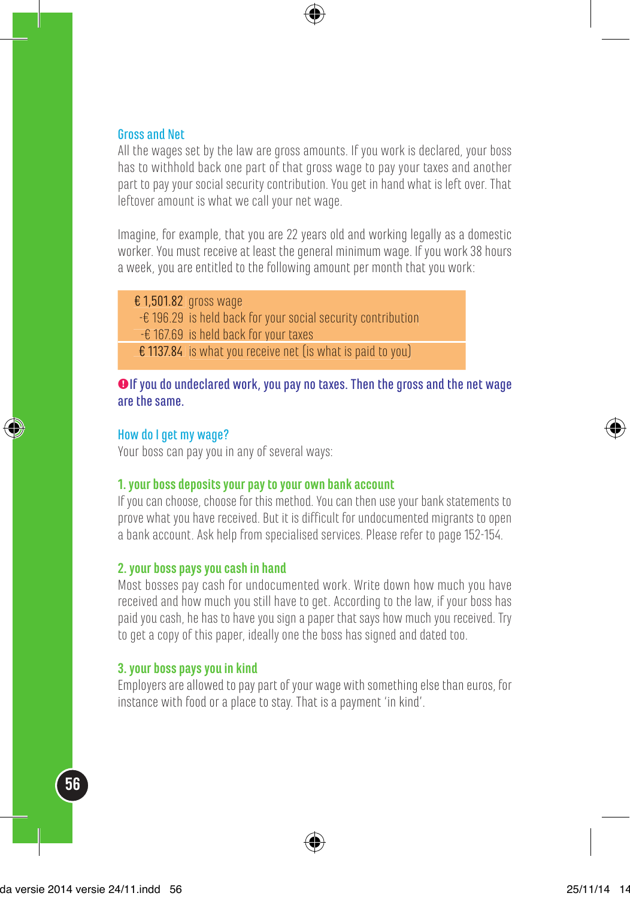## Gross and Net

All the wages set by the law are gross amounts. If you work is declared, your boss has to withhold back one part of that gross wage to pay your taxes and another part to pay your social security contribution. You get in hand what is left over. That leftover amount is what we call your net wage.

Imagine, for example, that you are 22 years old and working legally as a domestic worker. You must receive at least the general minimum wage. If you work 38 hours a week, you are entitled to the following amount per month that you work:

| | |
|---|---|
| € 1,501.82 | gross wage |
| -€ 196.29 | is held back for your social security contribution |
| -€ 167.69 | is held back for your taxes |
| € 1137.84 | is what you receive net (is what is paid to you) |

**❗If you do undeclared work, you pay no taxes. Then the gross and the net wage are the same.**

## How do I get my wage?

Your boss can pay you in any of several ways:

### 1. your boss deposits your pay to your own bank account

If you can choose, choose for this method. You can then use your bank statements to prove what you have received. But it is difficult for undocumented migrants to open a bank account. Ask help from specialised services. Please refer to page 152-154.

### 2. your boss pays you cash in hand

Most bosses pay cash for undocumented work. Write down how much you have received and how much you still have to get. According to the law, if your boss has paid you cash, he has to have you sign a paper that says how much you received. Try to get a copy of this paper, ideally one the boss has signed and dated too.

### 3. your boss pays you in kind

Employers are allowed to pay part of your wage with something else than euros, for instance with food or a place to stay. That is a payment 'in kind'.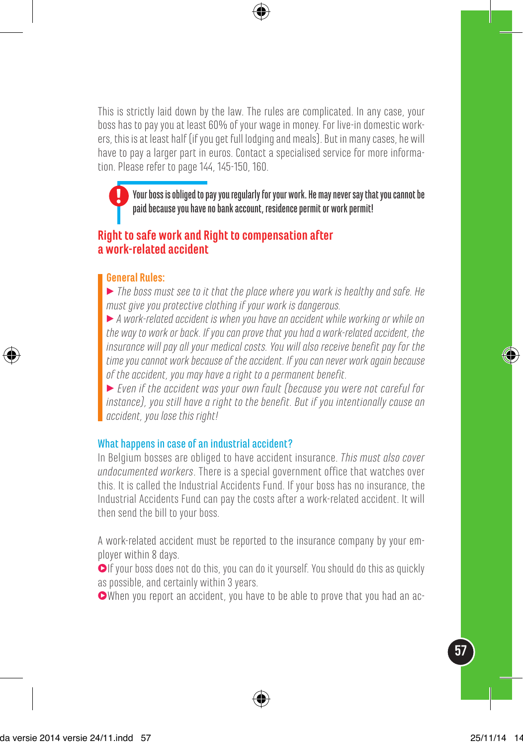This is strictly laid down by the law. The rules are complicated. In any case, your boss has to pay you at least 60% of your wage in money. For live-in domestic workers, this is at least half (if you get full lodging and meals). But in many cases, he will have to pay a larger part in euros. Contact a specialised service for more information. Please refer to page 144, 145-150, 160.

> **Your boss is obliged to pay you regularly for your work. He may never say that you cannot be paid because you have no bank account, residence permit or work permit!**

## Right to safe work and Right to compensation after a work-related accident

### General Rules:

- *The boss must see to it that the place where you work is healthy and safe. He must give you protective clothing if your work is dangerous.*
- *A work-related accident is when you have an accident while working or while on the way to work or back. If you can prove that you had a work-related accident, the insurance will pay all your medical costs. You will also receive benefit pay for the time you cannot work because of the accident. If you can never work again because of the accident, you may have a right to a permanent benefit.*
- *Even if the accident was your own fault (because you were not careful for instance), you still have a right to the benefit. But if you intentionally cause an accident, you lose this right!*

### What happens in case of an industrial accident?

In Belgium bosses are obliged to have accident insurance. *This must also cover undocumented workers*. There is a special government office that watches over this. It is called the Industrial Accidents Fund. If your boss has no insurance, the Industrial Accidents Fund can pay the costs after a work-related accident. It will then send the bill to your boss.

A work-related accident must be reported to the insurance company by your employer within 8 days.

- If your boss does not do this, you can do it yourself. You should do this as quickly as possible, and certainly within 3 years.
- When you report an accident, you have to be able to prove that you had an ac-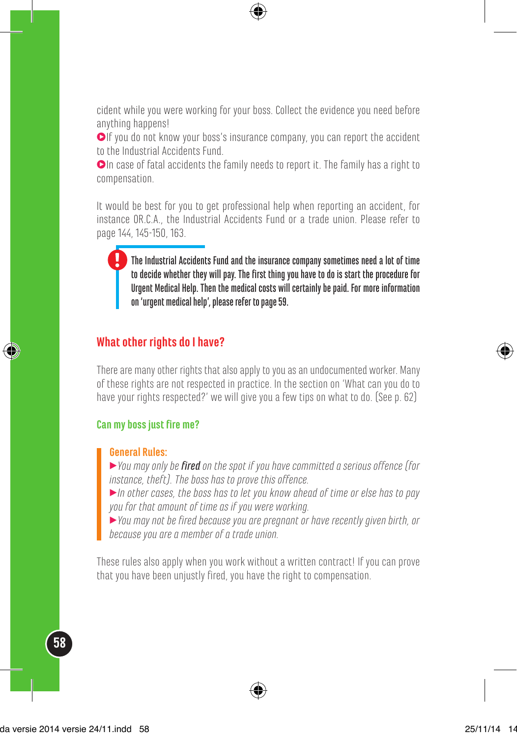cident while you were working for your boss. Collect the evidence you need before anything happens!

- If you do not know your boss's insurance company, you can report the accident to the Industrial Accidents Fund.
- In case of fatal accidents the family needs to report it. The family has a right to compensation.

It would be best for you to get professional help when reporting an accident, for instance OR.C.A., the Industrial Accidents Fund or a trade union. Please refer to page 144, 145-150, 163.

> **The Industrial Accidents Fund and the insurance company sometimes need a lot of time to decide whether they will pay. The first thing you have to do is start the procedure for Urgent Medical Help. Then the medical costs will certainly be paid. For more information on 'urgent medical help', please refer to page 59.**

## What other rights do I have?

There are many other rights that also apply to you as an undocumented worker. Many of these rights are not respected in practice. In the section on 'What can you do to have your rights respected?' we will give you a few tips on what to do. (See p. 62)

### Can my boss just fire me?

**General Rules:**

- *You may only be* ***fired*** *on the spot if you have committed a serious offence (for instance, theft). The boss has to prove this offence.*
- *In other cases, the boss has to let you know ahead of time or else has to pay you for that amount of time as if you were working.*
- *You may not be fired because you are pregnant or have recently given birth, or because you are a member of a trade union.*

These rules also apply when you work without a written contract! If you can prove that you have been unjustly fired, you have the right to compensation.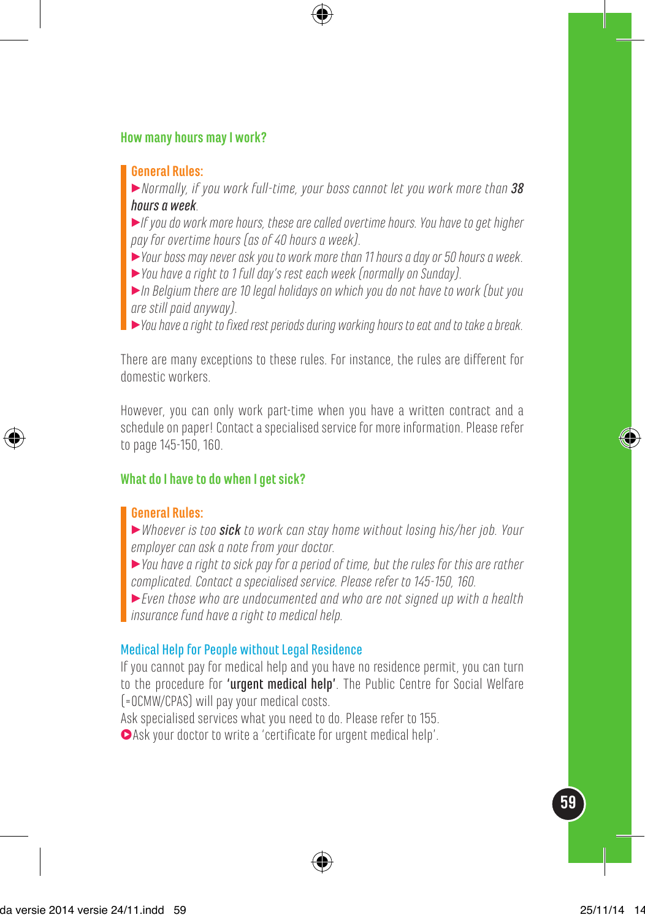## How many hours may I work?

**General Rules:**

- *Normally, if you work full-time, your boss cannot let you work more than **38 hours a week**.*
- *If you do work more hours, these are called overtime hours. You have to get higher pay for overtime hours (as of 40 hours a week).*
- *Your boss may never ask you to work more than 11 hours a day or 50 hours a week.*
- *You have a right to 1 full day's rest each week (normally on Sunday).*
- *In Belgium there are 10 legal holidays on which you do not have to work (but you are still paid anyway).*
- *You have a right to fixed rest periods during working hours to eat and to take a break.*

There are many exceptions to these rules. For instance, the rules are different for domestic workers.

However, you can only work part-time when you have a written contract and a schedule on paper! Contact a specialised service for more information. Please refer to page 145-150, 160.

## What do I have to do when I get sick?

**General Rules:**

- *Whoever is too **sick** to work can stay home without losing his/her job. Your employer can ask a note from your doctor.*
- *You have a right to sick pay for a period of time, but the rules for this are rather complicated. Contact a specialised service. Please refer to 145-150, 160.*
- *Even those who are undocumented and who are not signed up with a health insurance fund have a right to medical help.*

### Medical Help for People without Legal Residence

If you cannot pay for medical help and you have no residence permit, you can turn to the procedure for **'urgent medical help'**. The Public Centre for Social Welfare (=OCMW/CPAS) will pay your medical costs.

Ask specialised services what you need to do. Please refer to 155.

- Ask your doctor to write a 'certificate for urgent medical help'.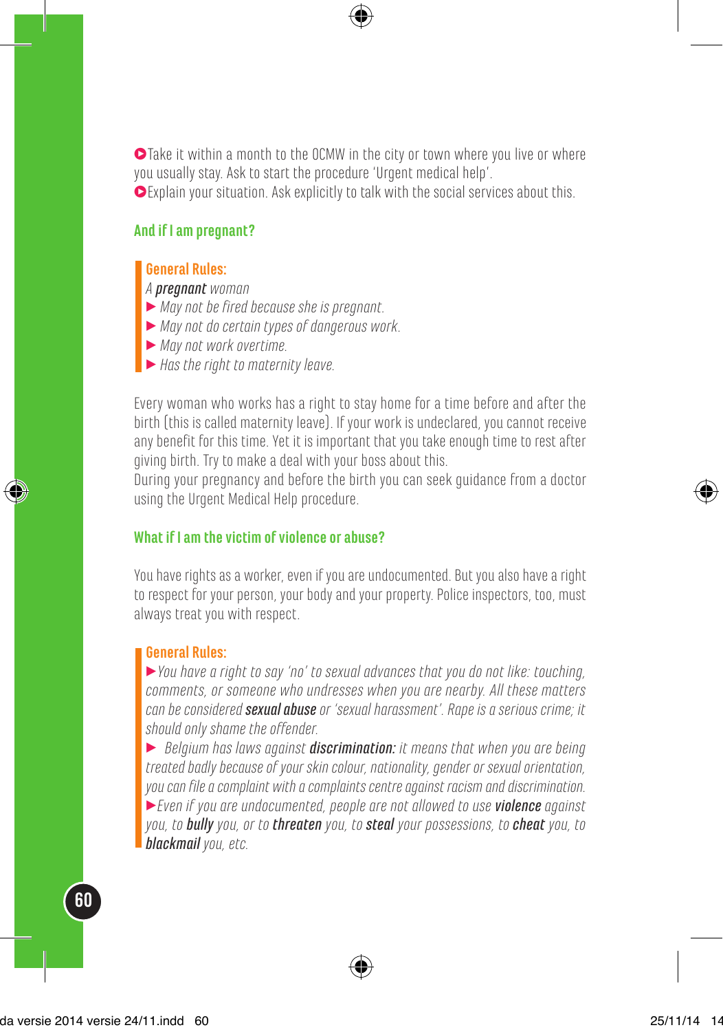- Take it within a month to the OCMW in the city or town where you live or where you usually stay. Ask to start the procedure 'Urgent medical help'.
- Explain your situation. Ask explicitly to talk with the social services about this.

### And if I am pregnant?

**General Rules:**

*A **pregnant** woman*

- *May not be fired because she is pregnant.*
- *May not do certain types of dangerous work.*
- *May not work overtime.*
- *Has the right to maternity leave.*

Every woman who works has a right to stay home for a time before and after the birth (this is called maternity leave). If your work is undeclared, you cannot receive any benefit for this time. Yet it is important that you take enough time to rest after giving birth. Try to make a deal with your boss about this.
During your pregnancy and before the birth you can seek guidance from a doctor using the Urgent Medical Help procedure.

### What if I am the victim of violence or abuse?

You have rights as a worker, even if you are undocumented. But you also have a right to respect for your person, your body and your property. Police inspectors, too, must always treat you with respect.

**General Rules:**

- *You have a right to say 'no' to sexual advances that you do not like: touching, comments, or someone who undresses when you are nearby. All these matters can be considered **sexual abuse** or 'sexual harassment'. Rape is a serious crime; it should only shame the offender.*
- *Belgium has laws against **discrimination:** it means that when you are being treated badly because of your skin colour, nationality, gender or sexual orientation, you can file a complaint with a complaints centre against racism and discrimination.*
- *Even if you are undocumented, people are not allowed to use **violence** against you, to **bully** you, or to **threaten** you, to **steal** your possessions, to **cheat** you, to **blackmail** you, etc.*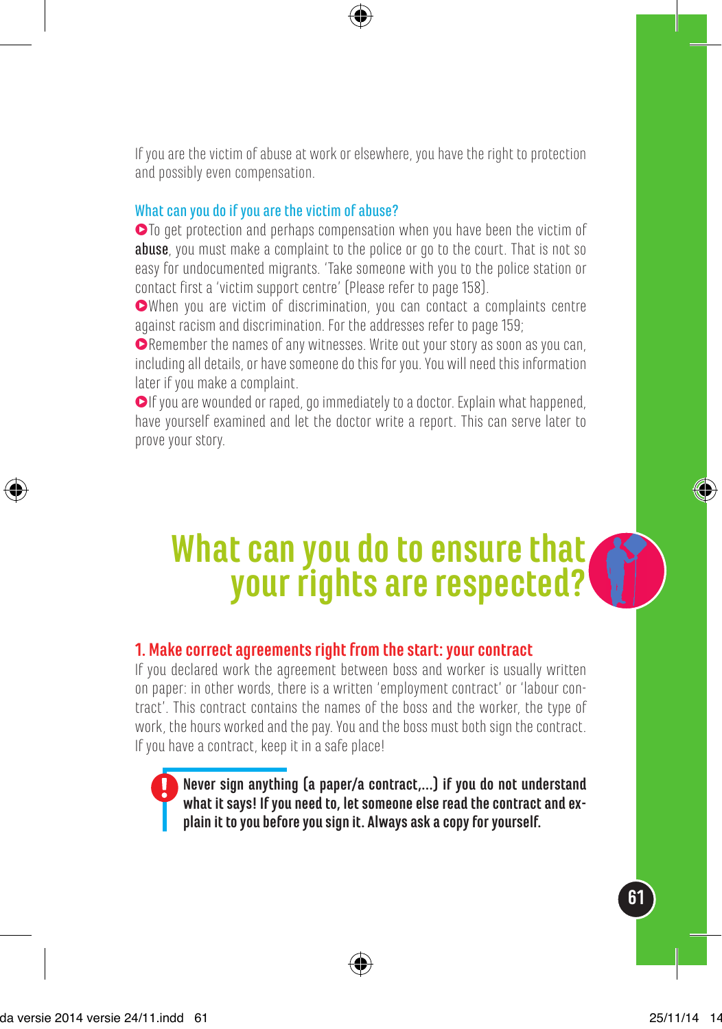If you are the victim of abuse at work or elsewhere, you have the right to protection and possibly even compensation.

### What can you do if you are the victim of abuse?

- To get protection and perhaps compensation when you have been the victim of **abuse**, you must make a complaint to the police or go to the court. That is not so easy for undocumented migrants. 'Take someone with you to the police station or contact first a 'victim support centre' (Please refer to page 158).
- When you are victim of discrimination, you can contact a complaints centre against racism and discrimination. For the addresses refer to page 159;
- Remember the names of any witnesses. Write out your story as soon as you can, including all details, or have someone do this for you. You will need this information later if you make a complaint.
- If you are wounded or raped, go immediately to a doctor. Explain what happened, have yourself examined and let the doctor write a report. This can serve later to prove your story.

# What can you do to ensure that your rights are respected?

## 1. Make correct agreements right from the start: your contract

If you declared work the agreement between boss and worker is usually written on paper: in other words, there is a written 'employment contract' or 'labour contract'. This contract contains the names of the boss and the worker, the type of work, the hours worked and the pay. You and the boss must both sign the contract. If you have a contract, keep it in a safe place!

> **! Never sign anything (a paper/a contract,...) if you do not understand what it says! If you need to, let someone else read the contract and explain it to you before you sign it. Always ask a copy for yourself.**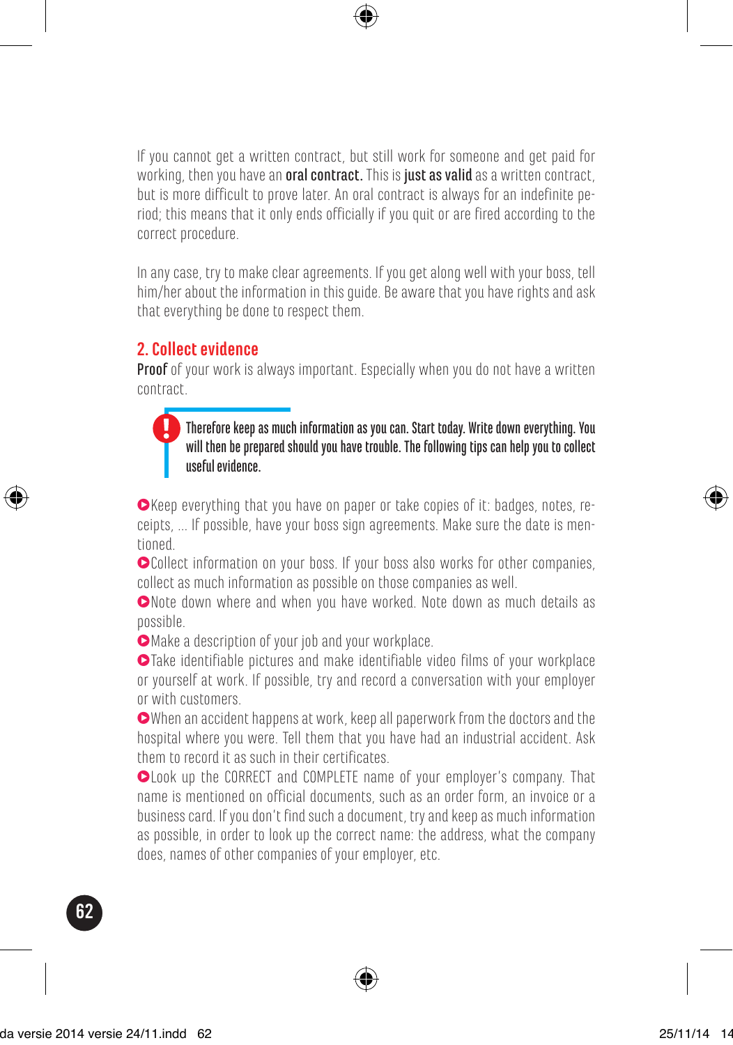If you cannot get a written contract, but still work for someone and get paid for working, then you have an **oral contract.** This is **just as valid** as a written contract, but is more difficult to prove later. An oral contract is always for an indefinite period; this means that it only ends officially if you quit or are fired according to the correct procedure.

In any case, try to make clear agreements. If you get along well with your boss, tell him/her about the information in this guide. Be aware that you have rights and ask that everything be done to respect them.

## 2. Collect evidence

**Proof** of your work is always important. Especially when you do not have a written contract.

> **!** **Therefore keep as much information as you can. Start today. Write down everything. You will then be prepared should you have trouble. The following tips can help you to collect useful evidence.**

- Keep everything that you have on paper or take copies of it: badges, notes, receipts, ... If possible, have your boss sign agreements. Make sure the date is mentioned.
- Collect information on your boss. If your boss also works for other companies, collect as much information as possible on those companies as well.
- Note down where and when you have worked. Note down as much details as possible.
- Make a description of your job and your workplace.
- Take identifiable pictures and make identifiable video films of your workplace or yourself at work. If possible, try and record a conversation with your employer or with customers.
- When an accident happens at work, keep all paperwork from the doctors and the hospital where you were. Tell them that you have had an industrial accident. Ask them to record it as such in their certificates.
- Look up the CORRECT and COMPLETE name of your employer's company. That name is mentioned on official documents, such as an order form, an invoice or a business card. If you don't find such a document, try and keep as much information as possible, in order to look up the correct name: the address, what the company does, names of other companies of your employer, etc.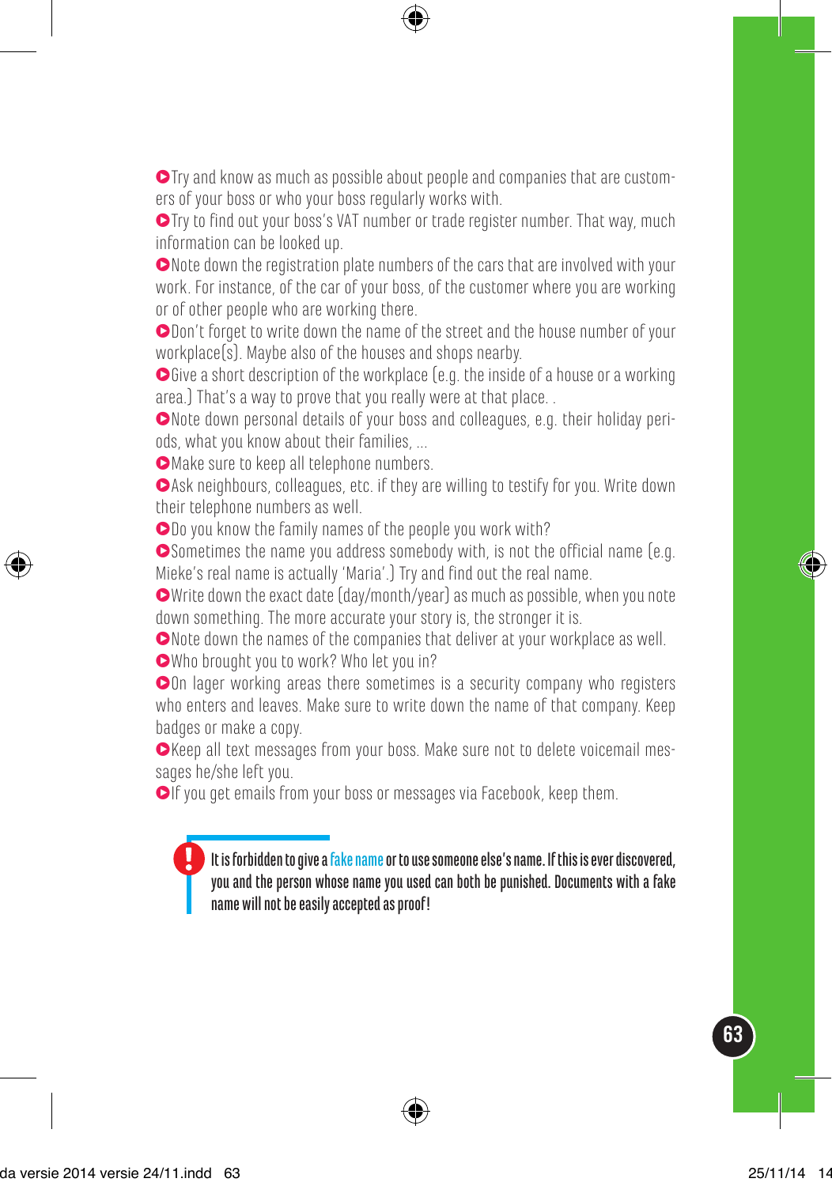- Try and know as much as possible about people and companies that are customers of your boss or who your boss regularly works with.
- Try to find out your boss's VAT number or trade register number. That way, much information can be looked up.
- Note down the registration plate numbers of the cars that are involved with your work. For instance, of the car of your boss, of the customer where you are working or of other people who are working there.
- Don't forget to write down the name of the street and the house number of your workplace(s). Maybe also of the houses and shops nearby.
- Give a short description of the workplace (e.g. the inside of a house or a working area.) That's a way to prove that you really were at that place. .
- Note down personal details of your boss and colleagues, e.g. their holiday periods, what you know about their families, ...
- Make sure to keep all telephone numbers.
- Ask neighbours, colleagues, etc. if they are willing to testify for you. Write down their telephone numbers as well.
- Do you know the family names of the people you work with?
- Sometimes the name you address somebody with, is not the official name (e.g. Mieke's real name is actually 'Maria'.) Try and find out the real name.
- Write down the exact date (day/month/year) as much as possible, when you note down something. The more accurate your story is, the stronger it is.
- Note down the names of the companies that deliver at your workplace as well.
- Who brought you to work? Who let you in?
- On lager working areas there sometimes is a security company who registers who enters and leaves. Make sure to write down the name of that company. Keep badges or make a copy.
- Keep all text messages from your boss. Make sure not to delete voicemail messages he/she left you.
- If you get emails from your boss or messages via Facebook, keep them.

> **!** **It is forbidden to give a fake name or to use someone else's name. If this is ever discovered, you and the person whose name you used can both be punished. Documents with a fake name will not be easily accepted as proof!**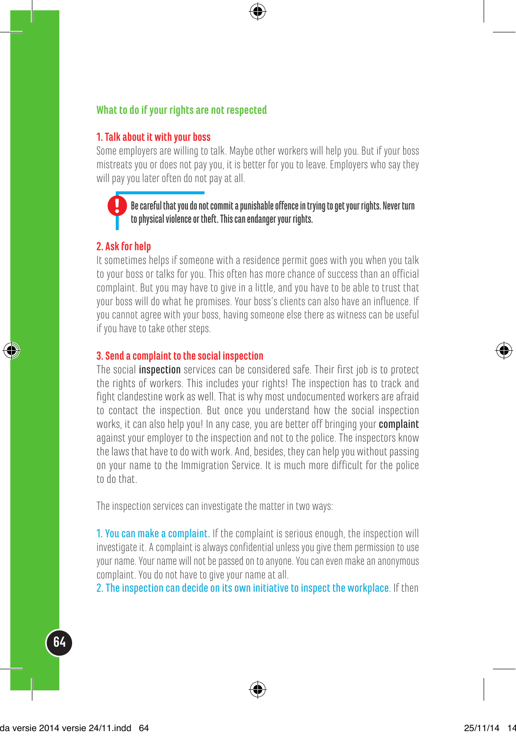## What to do if your rights are not respected

### 1. Talk about it with your boss

Some employers are willing to talk. Maybe other workers will help you. But if your boss mistreats you or does not pay you, it is better for you to leave. Employers who say they will pay you later often do not pay at all.

> **!** **Be careful that you do not commit a punishable offence in trying to get your rights. Never turn to physical violence or theft. This can endanger your rights.**

### 2. Ask for help

It sometimes helps if someone with a residence permit goes with you when you talk to your boss or talks for you. This often has more chance of success than an official complaint. But you may have to give in a little, and you have to be able to trust that your boss will do what he promises. Your boss's clients can also have an influence. If you cannot agree with your boss, having someone else there as witness can be useful if you have to take other steps.

### 3. Send a complaint to the social inspection

The social **inspection** services can be considered safe. Their first job is to protect the rights of workers. This includes your rights! The inspection has to track and fight clandestine work as well. That is why most undocumented workers are afraid to contact the inspection. But once you understand how the social inspection works, it can also help you! In any case, you are better off bringing your **complaint** against your employer to the inspection and not to the police. The inspectors know the laws that have to do with work. And, besides, they can help you without passing on your name to the Immigration Service. It is much more difficult for the police to do that.

The inspection services can investigate the matter in two ways:

1. **You can make a complaint.** If the complaint is serious enough, the inspection will investigate it. A complaint is always confidential unless you give them permission to use your name. Your name will not be passed on to anyone. You can even make an anonymous complaint. You do not have to give your name at all.
2. **The inspection can decide on its own initiative to inspect the workplace.** If then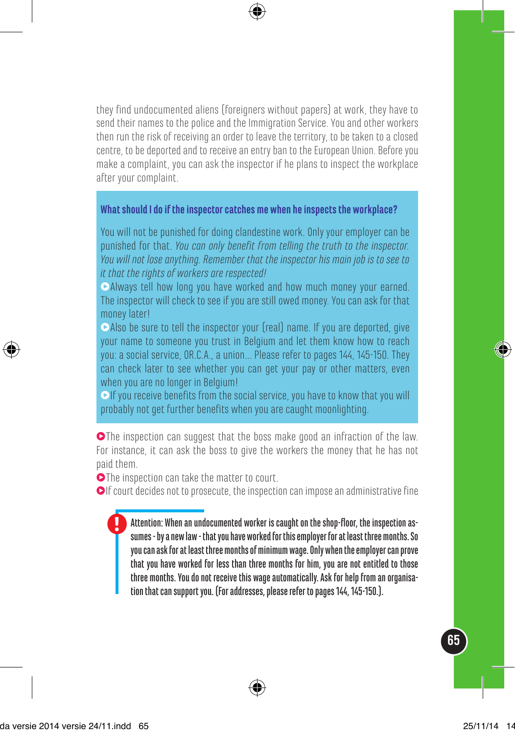they find undocumented aliens (foreigners without papers) at work, they have to send their names to the police and the Immigration Service. You and other workers then run the risk of receiving an order to leave the territory, to be taken to a closed centre, to be deported and to receive an entry ban to the European Union. Before you make a complaint, you can ask the inspector if he plans to inspect the workplace after your complaint.

### What should I do if the inspector catches me when he inspects the workplace?

You will not be punished for doing clandestine work. Only your employer can be punished for that. *You can only benefit from telling the truth to the inspector. You will not lose anything. Remember that the inspector his main job is to see to it that the rights of workers are respected!*

- Always tell how long you have worked and how much money your earned. The inspector will check to see if you are still owed money. You can ask for that money later!
- Also be sure to tell the inspector your (real) name. If you are deported, give your name to someone you trust in Belgium and let them know how to reach you: a social service, OR.C.A., a union... Please refer to pages 144, 145-150. They can check later to see whether you can get your pay or other matters, even when you are no longer in Belgium!
- If you receive benefits from the social service, you have to know that you will probably not get further benefits when you are caught moonlighting.

- The inspection can suggest that the boss make good an infraction of the law. For instance, it can ask the boss to give the workers the money that he has not paid them.
- The inspection can take the matter to court.
- If court decides not to prosecute, the inspection can impose an administrative fine

**Attention: When an undocumented worker is caught on the shop-floor, the inspection assumes - by a new law - that you have worked for this employer for at least three months. So you can ask for at least three months of minimum wage. Only when the employer can prove that you have worked for less than three months for him, you are not entitled to those three months. You do not receive this wage automatically. Ask for help from an organisation that can support you. (For addresses, please refer to pages 144, 145-150.).**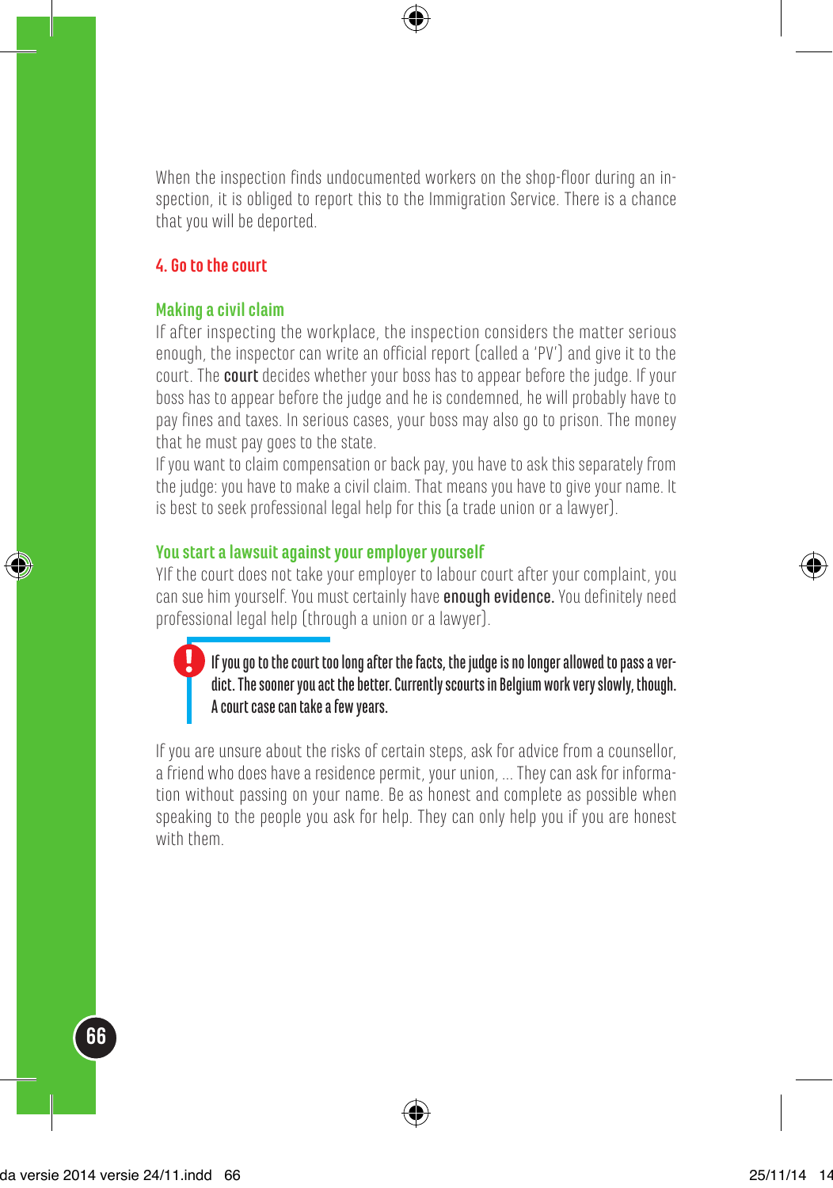When the inspection finds undocumented workers on the shop-floor during an inspection, it is obliged to report this to the Immigration Service. There is a chance that you will be deported.

## 4. Go to the court

### Making a civil claim

If after inspecting the workplace, the inspection considers the matter serious enough, the inspector can write an official report (called a 'PV') and give it to the court. The **court** decides whether your boss has to appear before the judge. If your boss has to appear before the judge and he is condemned, he will probably have to pay fines and taxes. In serious cases, your boss may also go to prison. The money that he must pay goes to the state.

If you want to claim compensation or back pay, you have to ask this separately from the judge: you have to make a civil claim. That means you have to give your name. It is best to seek professional legal help for this (a trade union or a lawyer).

### You start a lawsuit against your employer yourself

YIf the court does not take your employer to labour court after your complaint, you can sue him yourself. You must certainly have **enough evidence.** You definitely need professional legal help (through a union or a lawyer).

> **!** **If you go to the court too long after the facts, the judge is no longer allowed to pass a verdict. The sooner you act the better. Currently scourts in Belgium work very slowly, though. A court case can take a few years.**

If you are unsure about the risks of certain steps, ask for advice from a counsellor, a friend who does have a residence permit, your union, ... They can ask for information without passing on your name. Be as honest and complete as possible when speaking to the people you ask for help. They can only help you if you are honest with them.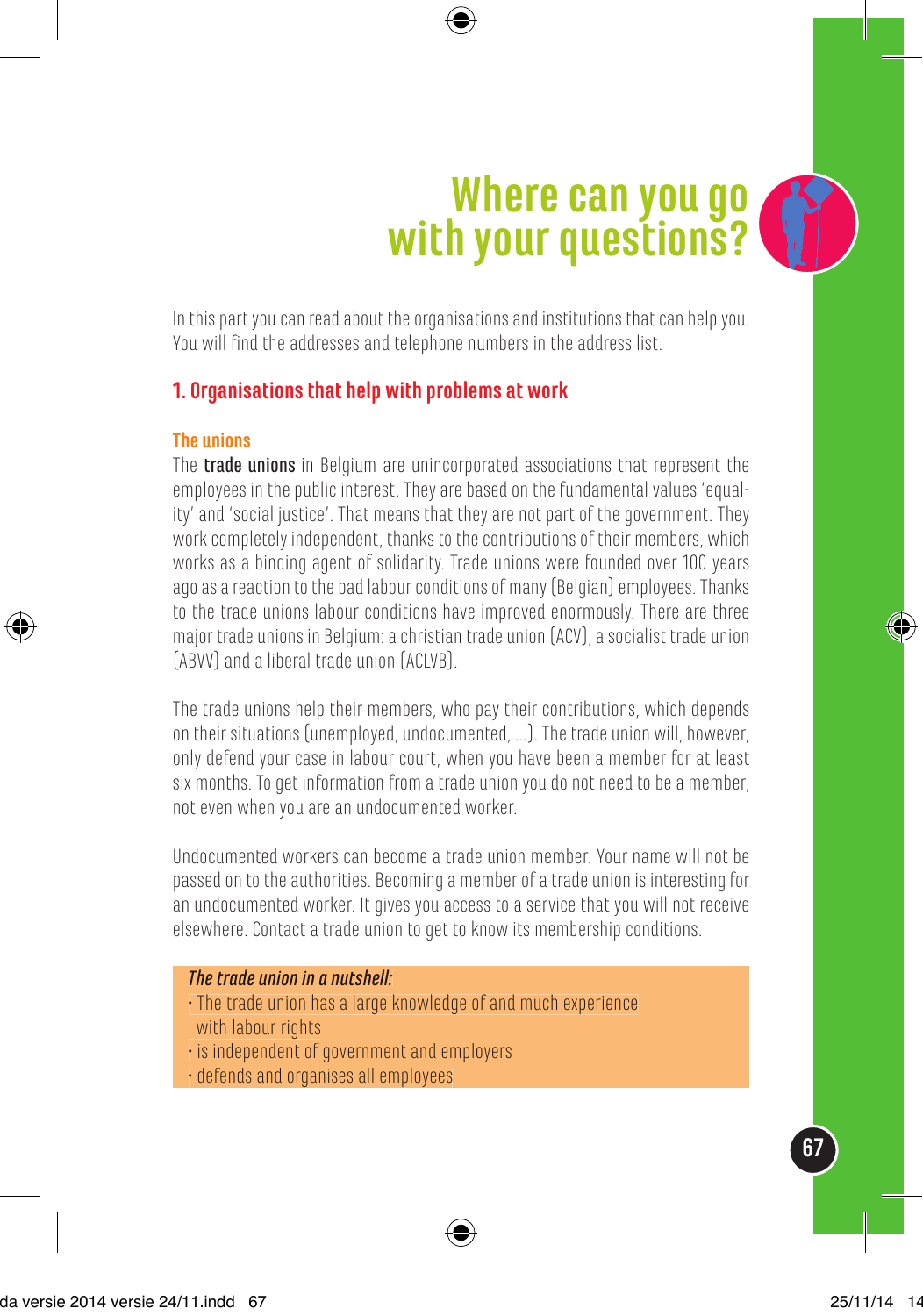# Where can you go with your questions?

In this part you can read about the organisations and institutions that can help you. You will find the addresses and telephone numbers in the address list.

## 1. Organisations that help with problems at work

### The unions

The **trade unions** in Belgium are unincorporated associations that represent the employees in the public interest. They are based on the fundamental values 'equality' and 'social justice'. That means that they are not part of the government. They work completely independent, thanks to the contributions of their members, which works as a binding agent of solidarity. Trade unions were founded over 100 years ago as a reaction to the bad labour conditions of many (Belgian) employees. Thanks to the trade unions labour conditions have improved enormously. There are three major trade unions in Belgium: a christian trade union (ACV), a socialist trade union (ABVV) and a liberal trade union (ACLVB).

The trade unions help their members, who pay their contributions, which depends on their situations (unemployed, undocumented, ...). The trade union will, however, only defend your case in labour court, when you have been a member for at least six months. To get information from a trade union you do not need to be a member, not even when you are an undocumented worker.

Undocumented workers can become a trade union member. Your name will not be passed on to the authorities. Becoming a member of a trade union is interesting for an undocumented worker. It gives you access to a service that you will not receive elsewhere. Contact a trade union to get to know its membership conditions.

*The trade union in a nutshell:*

- The trade union has a large knowledge of and much experience with labour rights
- is independent of government and employers
- defends and organises all employees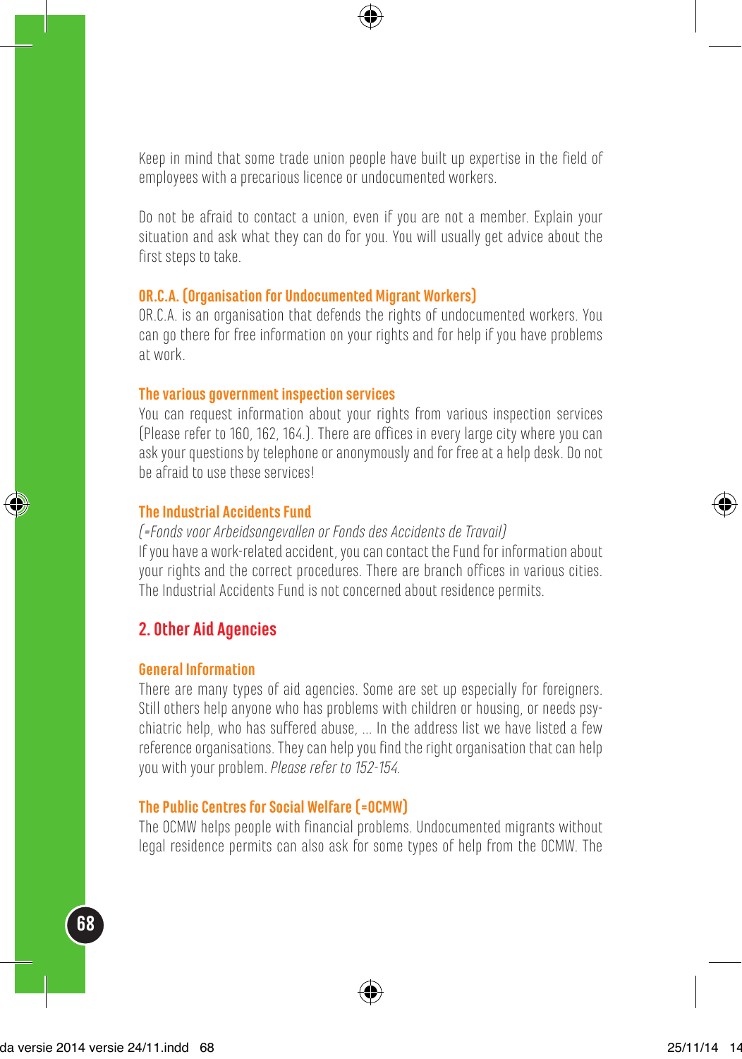Keep in mind that some trade union people have built up expertise in the field of employees with a precarious licence or undocumented workers.

Do not be afraid to contact a union, even if you are not a member. Explain your situation and ask what they can do for you. You will usually get advice about the first steps to take.

### OR.C.A. (Organisation for Undocumented Migrant Workers)

OR.C.A. is an organisation that defends the rights of undocumented workers. You can go there for free information on your rights and for help if you have problems at work.

### The various government inspection services

You can request information about your rights from various inspection services (Please refer to 160, 162, 164.). There are offices in every large city where you can ask your questions by telephone or anonymously and for free at a help desk. Do not be afraid to use these services!

### The Industrial Accidents Fund

*(=Fonds voor Arbeidsongevallen or Fonds des Accidents de Travail)*

If you have a work-related accident, you can contact the Fund for information about your rights and the correct procedures. There are branch offices in various cities. The Industrial Accidents Fund is not concerned about residence permits.

## 2. Other Aid Agencies

### General Information

There are many types of aid agencies. Some are set up especially for foreigners. Still others help anyone who has problems with children or housing, or needs psychiatric help, who has suffered abuse, ... In the address list we have listed a few reference organisations. They can help you find the right organisation that can help you with your problem. *Please refer to 152-154.*

### The Public Centres for Social Welfare (=OCMW)

The OCMW helps people with financial problems. Undocumented migrants without legal residence permits can also ask for some types of help from the OCMW. The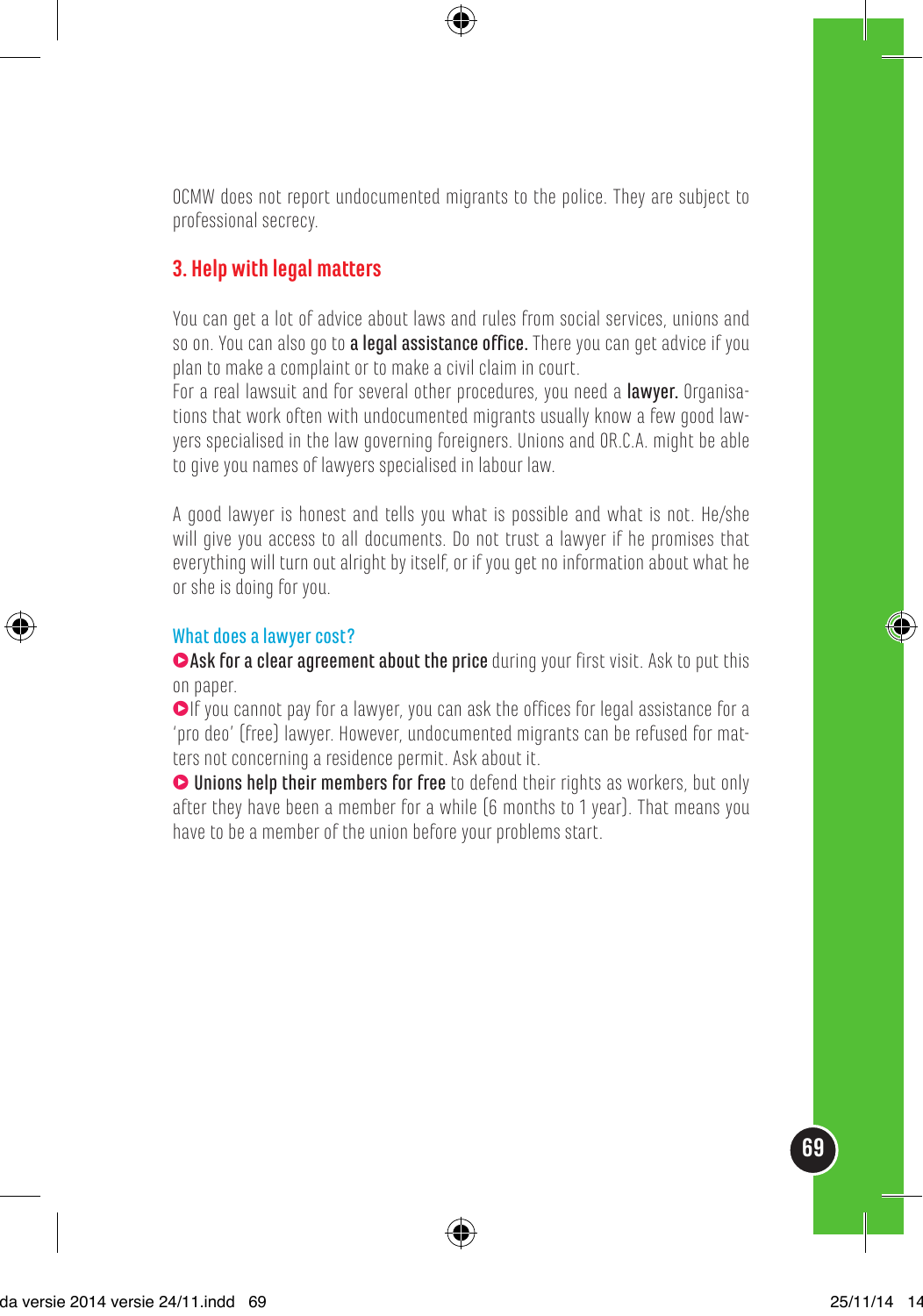OCMW does not report undocumented migrants to the police. They are subject to professional secrecy.

## 3. Help with legal matters

You can get a lot of advice about laws and rules from social services, unions and so on. You can also go to **a legal assistance office.** There you can get advice if you plan to make a complaint or to make a civil claim in court.
For a real lawsuit and for several other procedures, you need a **lawyer.** Organisations that work often with undocumented migrants usually know a few good lawyers specialised in the law governing foreigners. Unions and OR.C.A. might be able to give you names of lawyers specialised in labour law.

A good lawyer is honest and tells you what is possible and what is not. He/she will give you access to all documents. Do not trust a lawyer if he promises that everything will turn out alright by itself, or if you get no information about what he or she is doing for you.

### What does a lawyer cost?

- **Ask for a clear agreement about the price** during your first visit. Ask to put this on paper.
- If you cannot pay for a lawyer, you can ask the offices for legal assistance for a 'pro deo' (free) lawyer. However, undocumented migrants can be refused for matters not concerning a residence permit. Ask about it.
- **Unions help their members for free** to defend their rights as workers, but only after they have been a member for a while (6 months to 1 year). That means you have to be a member of the union before your problems start.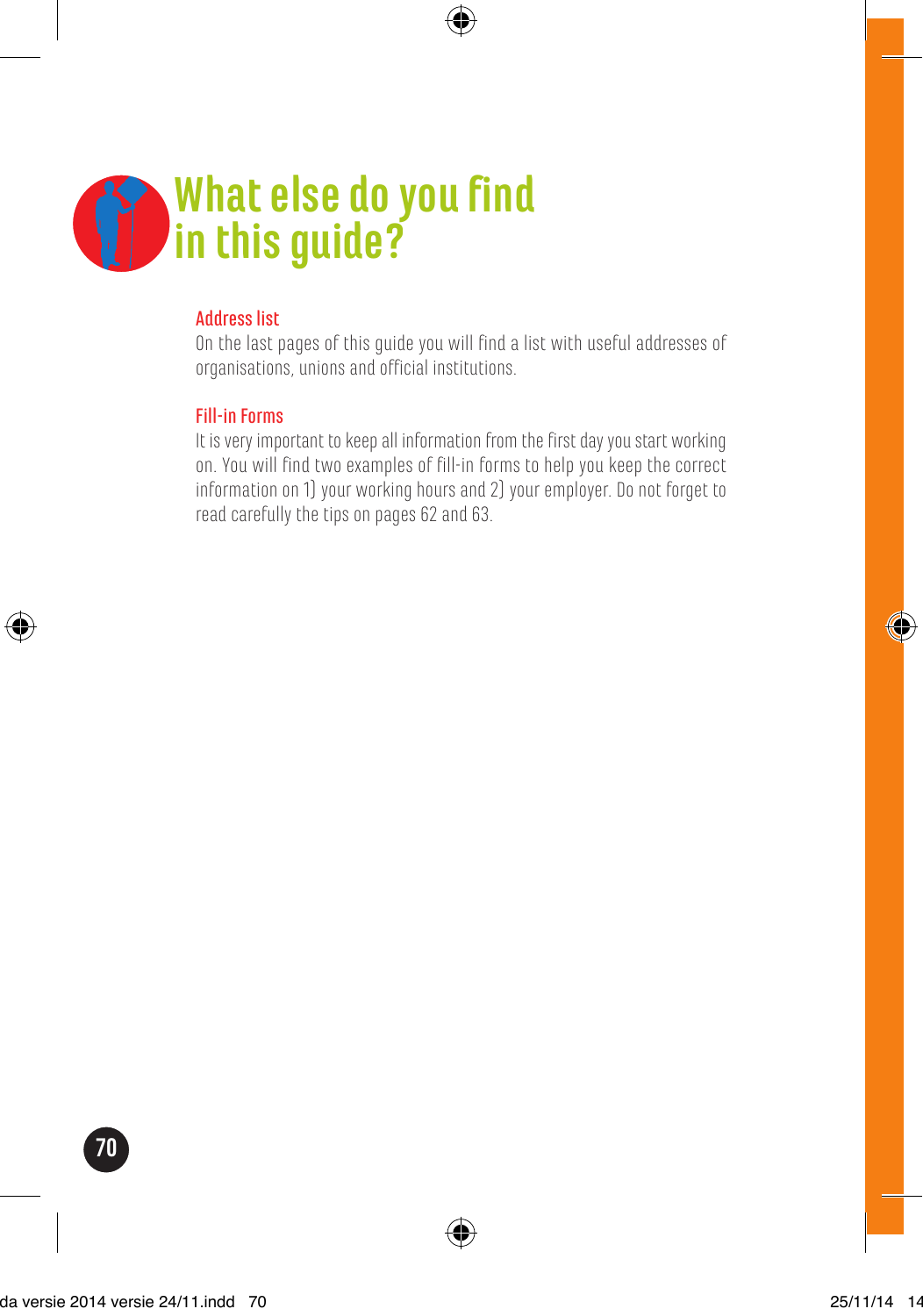# What else do you find in this guide?

### Address list

On the last pages of this guide you will find a list with useful addresses of organisations, unions and official institutions.

### Fill-in Forms

It is very important to keep all information from the first day you start working on. You will find two examples of fill-in forms to help you keep the correct information on 1) your working hours and 2) your employer. Do not forget to read carefully the tips on pages 62 and 63.